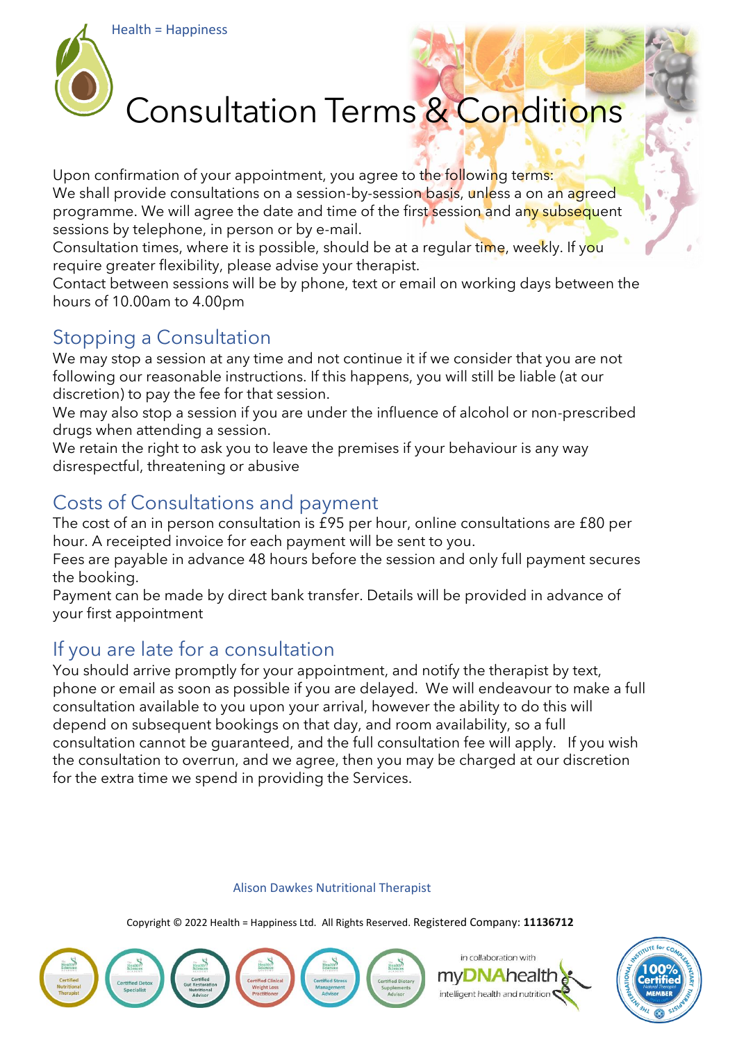Health = Happiness

# Consultation Terms & Conditions

Upon confirmation of your appointment, you agree to the following terms:
We shall provide consultations on a session-by-session basis, unless a on an agreed programme. We will agree the date and time of the first session and any subsequent sessions by telephone, in person or by e-mail.
Consultation times, where it is possible, should be at a regular time, weekly. If you require greater flexibility, please advise your therapist.
Contact between sessions will be by phone, text or email on working days between the hours of 10.00am to 4.00pm

## Stopping a Consultation

We may stop a session at any time and not continue it if we consider that you are not following our reasonable instructions. If this happens, you will still be liable (at our discretion) to pay the fee for that session.
We may also stop a session if you are under the influence of alcohol or non-prescribed drugs when attending a session.
We retain the right to ask you to leave the premises if your behaviour is any way disrespectful, threatening or abusive

## Costs of Consultations and payment

The cost of an in person consultation is £95 per hour, online consultations are £80 per hour. A receipted invoice for each payment will be sent to you.
Fees are payable in advance 48 hours before the session and only full payment secures the booking.
Payment can be made by direct bank transfer. Details will be provided in advance of your first appointment

## If you are late for a consultation

You should arrive promptly for your appointment, and notify the therapist by text, phone or email as soon as possible if you are delayed. We will endeavour to make a full consultation available to you upon your arrival, however the ability to do this will depend on subsequent bookings on that day, and room availability, so a full consultation cannot be guaranteed, and the full consultation fee will apply. If you wish the consultation to overrun, and we agree, then you may be charged at our discretion for the extra time we spend in providing the Services.

Alison Dawkes Nutritional Therapist

Copyright © 2022 Health = Happiness Ltd. All Rights Reserved. Registered Company: **11136712**

Certified Nutritional Therapist | Certified Detox Specialist | Certified Gut Restoration Nutritional Advisor | Certified Clinical Weight Loss Practitioner | Certified Stress Management Advisor | Certified Dietary Supplements Advisor

in collaboration with myDNAhealth intelligent health and nutrition

The International Institute for Complementary Therapists — 100% Certified Natural Therapist Member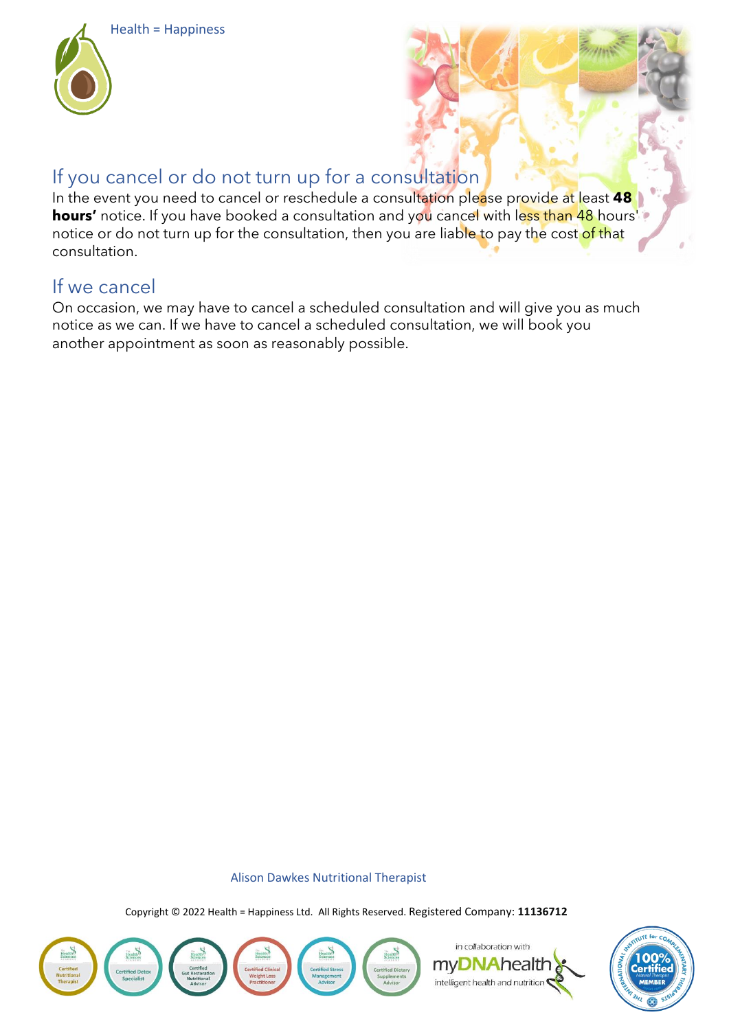## If you cancel or do not turn up for a consultation

In the event you need to cancel or reschedule a consultation please provide at least **48 hours'** notice. If you have booked a consultation and you cancel with less than 48 hours' notice or do not turn up for the consultation, then you are liable to pay the cost of that consultation.

## If we cancel

On occasion, we may have to cancel a scheduled consultation and will give you as much notice as we can. If we have to cancel a scheduled consultation, we will book you another appointment as soon as reasonably possible.